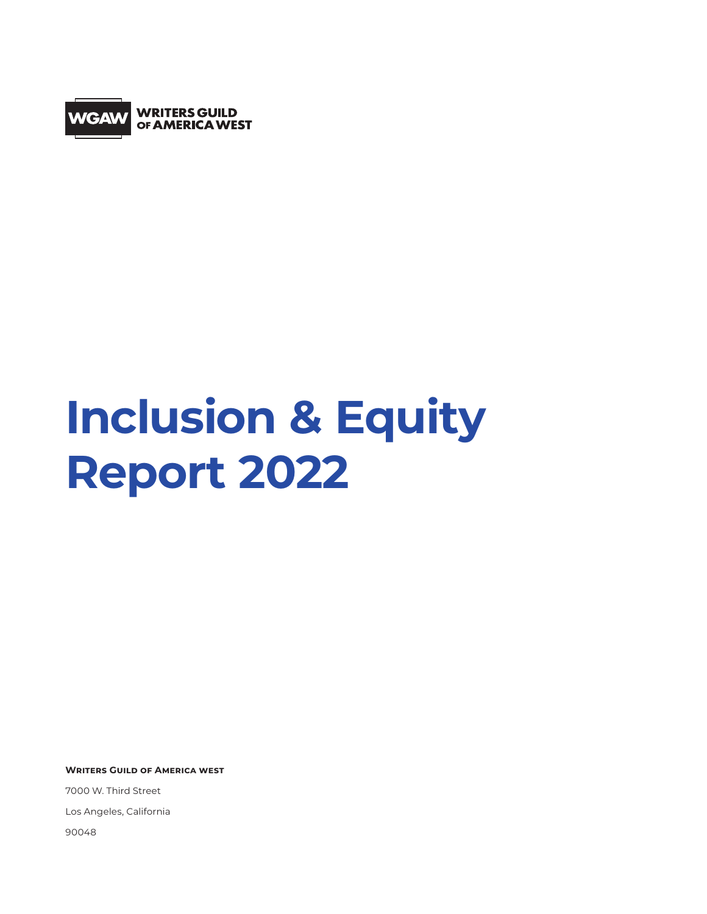WGAW WRITERS GUILD OF AMERICA WEST

# Inclusion & Equity Report 2022

**Writers Guild of America west**

7000 W. Third Street

Los Angeles, California

90048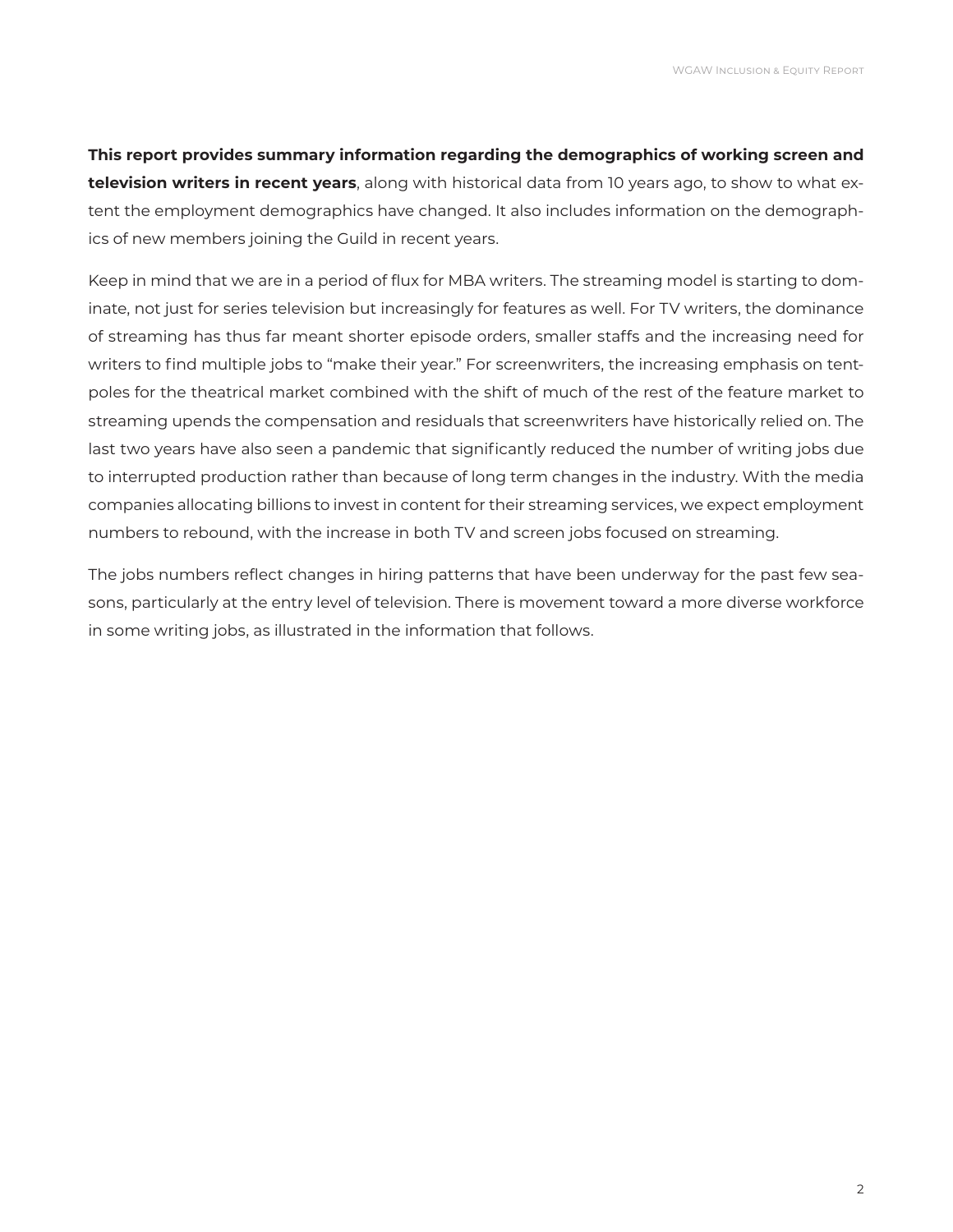**This report provides summary information regarding the demographics of working screen and television writers in recent years**, along with historical data from 10 years ago, to show to what extent the employment demographics have changed. It also includes information on the demographics of new members joining the Guild in recent years.

Keep in mind that we are in a period of flux for MBA writers. The streaming model is starting to dominate, not just for series television but increasingly for features as well. For TV writers, the dominance of streaming has thus far meant shorter episode orders, smaller staffs and the increasing need for writers to find multiple jobs to "make their year." For screenwriters, the increasing emphasis on tentpoles for the theatrical market combined with the shift of much of the rest of the feature market to streaming upends the compensation and residuals that screenwriters have historically relied on. The last two years have also seen a pandemic that significantly reduced the number of writing jobs due to interrupted production rather than because of long term changes in the industry. With the media companies allocating billions to invest in content for their streaming services, we expect employment numbers to rebound, with the increase in both TV and screen jobs focused on streaming.

The jobs numbers reflect changes in hiring patterns that have been underway for the past few seasons, particularly at the entry level of television. There is movement toward a more diverse workforce in some writing jobs, as illustrated in the information that follows.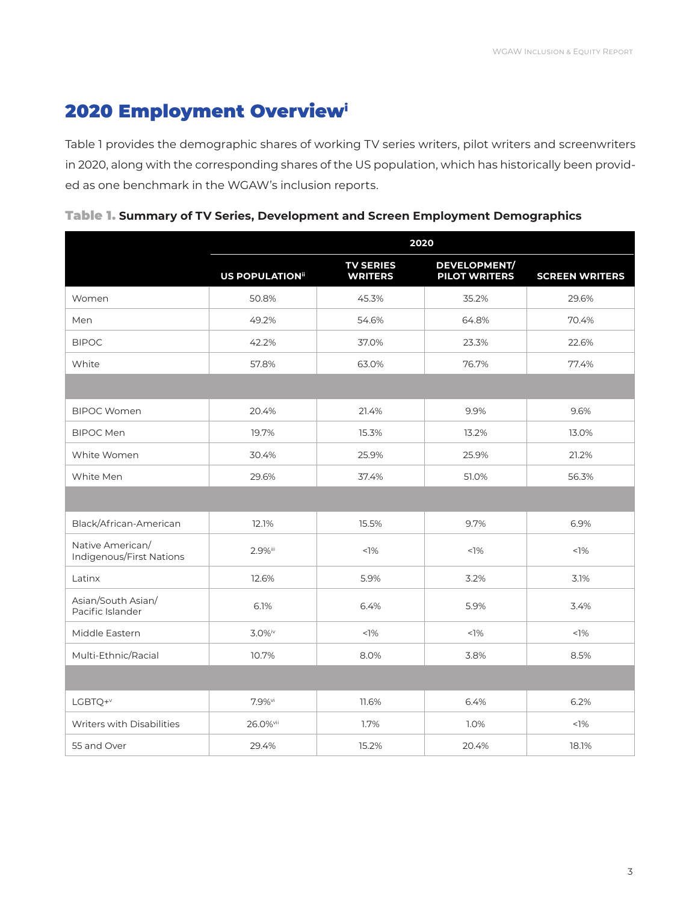# 2020 Employment Overview[i]

Table 1 provides the demographic shares of working TV series writers, pilot writers and screenwriters in 2020, along with the corresponding shares of the US population, which has historically been provided as one benchmark in the WGAW's inclusion reports.

**Table 1.** **Summary of TV Series, Development and Screen Employment Demographics**

| | 2020 | | | |
|---|---|---|---|---|
| | US POPULATION[ii] | TV SERIES WRITERS | DEVELOPMENT/ PILOT WRITERS | SCREEN WRITERS |
| Women | 50.8% | 45.3% | 35.2% | 29.6% |
| Men | 49.2% | 54.6% | 64.8% | 70.4% |
| BIPOC | 42.2% | 37.0% | 23.3% | 22.6% |
| White | 57.8% | 63.0% | 76.7% | 77.4% |
| | | | | |
| BIPOC Women | 20.4% | 21.4% | 9.9% | 9.6% |
| BIPOC Men | 19.7% | 15.3% | 13.2% | 13.0% |
| White Women | 30.4% | 25.9% | 25.9% | 21.2% |
| White Men | 29.6% | 37.4% | 51.0% | 56.3% |
| | | | | |
| Black/African-American | 12.1% | 15.5% | 9.7% | 6.9% |
| Native American/ Indigenous/First Nations | 2.9%[iii] | <1% | <1% | <1% |
| Latinx | 12.6% | 5.9% | 3.2% | 3.1% |
| Asian/South Asian/ Pacific Islander | 6.1% | 6.4% | 5.9% | 3.4% |
| Middle Eastern | 3.0%[iv] | <1% | <1% | <1% |
| Multi-Ethnic/Racial | 10.7% | 8.0% | 3.8% | 8.5% |
| | | | | |
| LGBTQ+[v] | 7.9%[vi] | 11.6% | 6.4% | 6.2% |
| Writers with Disabilities | 26.0%[vii] | 1.7% | 1.0% | <1% |
| 55 and Over | 29.4% | 15.2% | 20.4% | 18.1% |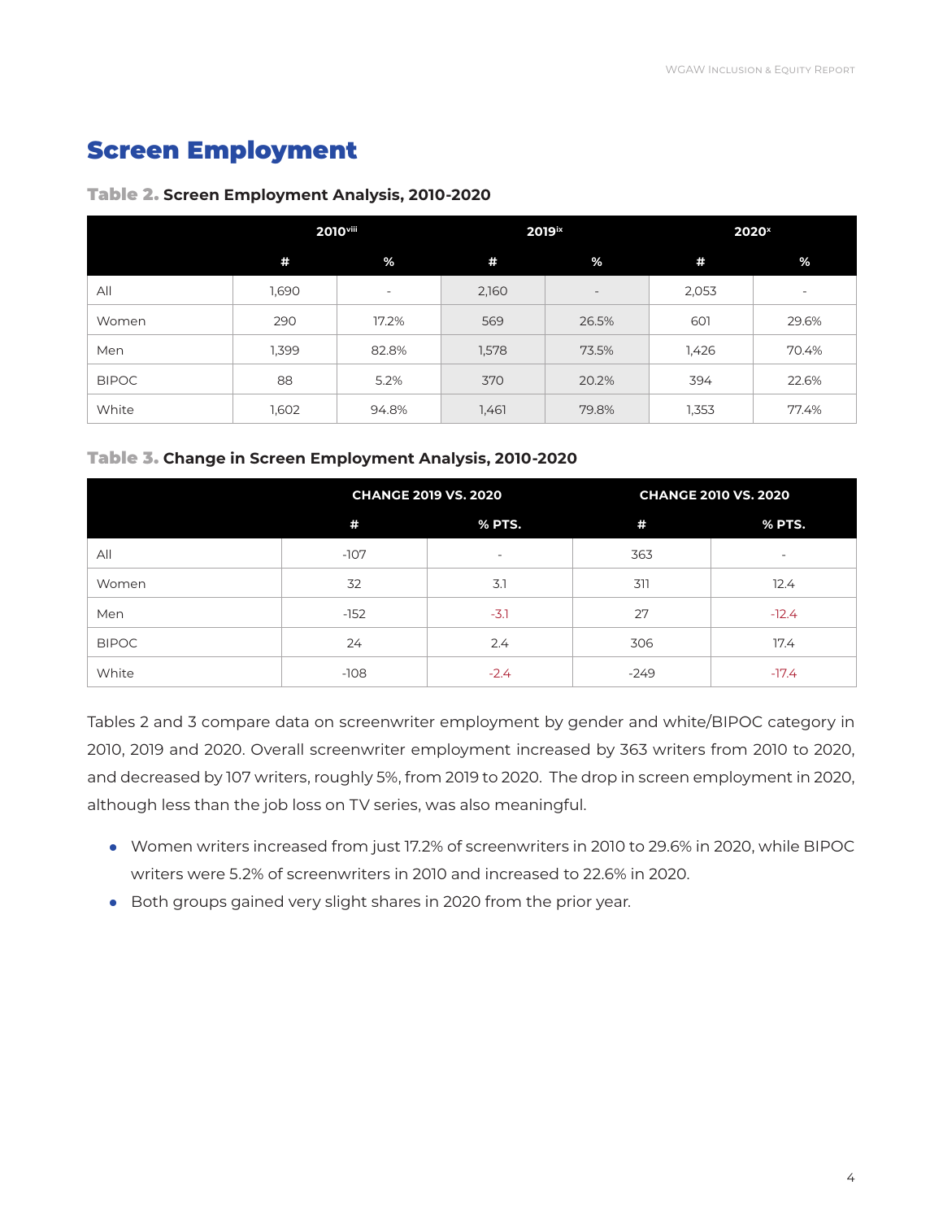# Screen Employment

**Table 2.** Screen Employment Analysis, 2010-2020

| | 2010[viii] | | 2019[ix] | | 2020[x] | |
|---|---|---|---|---|---|---|
| | # | % | # | % | # | % |
| All | 1,690 | - | 2,160 | - | 2,053 | - |
| Women | 290 | 17.2% | 569 | 26.5% | 601 | 29.6% |
| Men | 1,399 | 82.8% | 1,578 | 73.5% | 1,426 | 70.4% |
| BIPOC | 88 | 5.2% | 370 | 20.2% | 394 | 22.6% |
| White | 1,602 | 94.8% | 1,461 | 79.8% | 1,353 | 77.4% |

**Table 3.** Change in Screen Employment Analysis, 2010-2020

| | CHANGE 2019 VS. 2020 | | CHANGE 2010 VS. 2020 | |
|---|---|---|---|---|
| | # | % PTS. | # | % PTS. |
| All | -107 | - | 363 | - |
| Women | 32 | 3.1 | 311 | 12.4 |
| Men | -152 | -3.1 | 27 | -12.4 |
| BIPOC | 24 | 2.4 | 306 | 17.4 |
| White | -108 | -2.4 | -249 | -17.4 |

Tables 2 and 3 compare data on screenwriter employment by gender and white/BIPOC category in 2010, 2019 and 2020. Overall screenwriter employment increased by 363 writers from 2010 to 2020, and decreased by 107 writers, roughly 5%, from 2019 to 2020. The drop in screen employment in 2020, although less than the job loss on TV series, was also meaningful.

- Women writers increased from just 17.2% of screenwriters in 2010 to 29.6% in 2020, while BIPOC writers were 5.2% of screenwriters in 2010 and increased to 22.6% in 2020.
- Both groups gained very slight shares in 2020 from the prior year.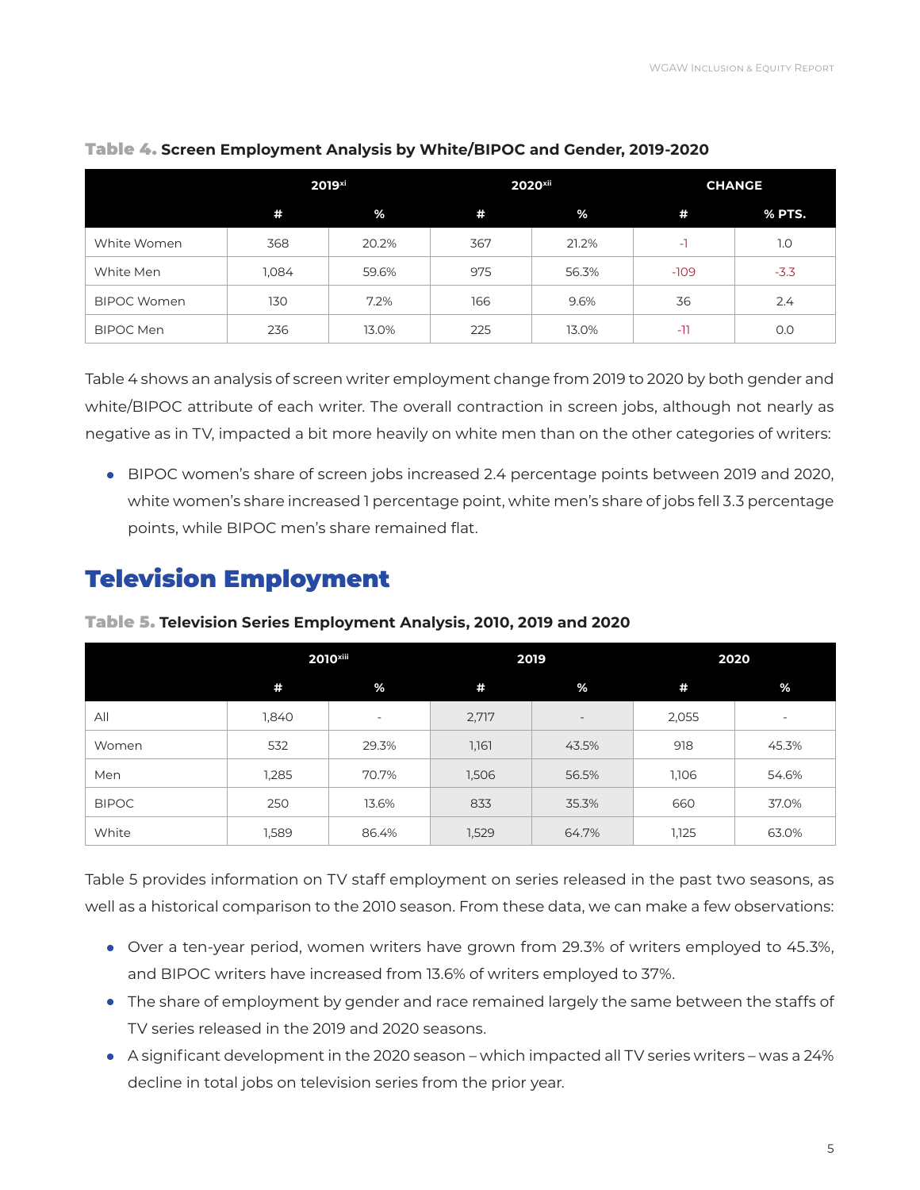**Table 4.** **Screen Employment Analysis by White/BIPOC and Gender, 2019-2020**

| | 2019[xi] | | 2020[xii] | | CHANGE | |
|---|---|---|---|---|---|---|
| | # | % | # | % | # | % PTS. |
| White Women | 368 | 20.2% | 367 | 21.2% | -1 | 1.0 |
| White Men | 1,084 | 59.6% | 975 | 56.3% | -109 | -3.3 |
| BIPOC Women | 130 | 7.2% | 166 | 9.6% | 36 | 2.4 |
| BIPOC Men | 236 | 13.0% | 225 | 13.0% | -11 | 0.0 |

Table 4 shows an analysis of screen writer employment change from 2019 to 2020 by both gender and white/BIPOC attribute of each writer. The overall contraction in screen jobs, although not nearly as negative as in TV, impacted a bit more heavily on white men than on the other categories of writers:

- BIPOC women's share of screen jobs increased 2.4 percentage points between 2019 and 2020, white women's share increased 1 percentage point, white men's share of jobs fell 3.3 percentage points, while BIPOC men's share remained flat.

## Television Employment

**Table 5.** **Television Series Employment Analysis, 2010, 2019 and 2020**

| | 2010[xiii] | | 2019 | | 2020 | |
|---|---|---|---|---|---|---|
| | # | % | # | % | # | % |
| All | 1,840 | - | 2,717 | - | 2,055 | - |
| Women | 532 | 29.3% | 1,161 | 43.5% | 918 | 45.3% |
| Men | 1,285 | 70.7% | 1,506 | 56.5% | 1,106 | 54.6% |
| BIPOC | 250 | 13.6% | 833 | 35.3% | 660 | 37.0% |
| White | 1,589 | 86.4% | 1,529 | 64.7% | 1,125 | 63.0% |

Table 5 provides information on TV staff employment on series released in the past two seasons, as well as a historical comparison to the 2010 season. From these data, we can make a few observations:

- Over a ten-year period, women writers have grown from 29.3% of writers employed to 45.3%, and BIPOC writers have increased from 13.6% of writers employed to 37%.
- The share of employment by gender and race remained largely the same between the staffs of TV series released in the 2019 and 2020 seasons.
- A significant development in the 2020 season – which impacted all TV series writers – was a 24% decline in total jobs on television series from the prior year.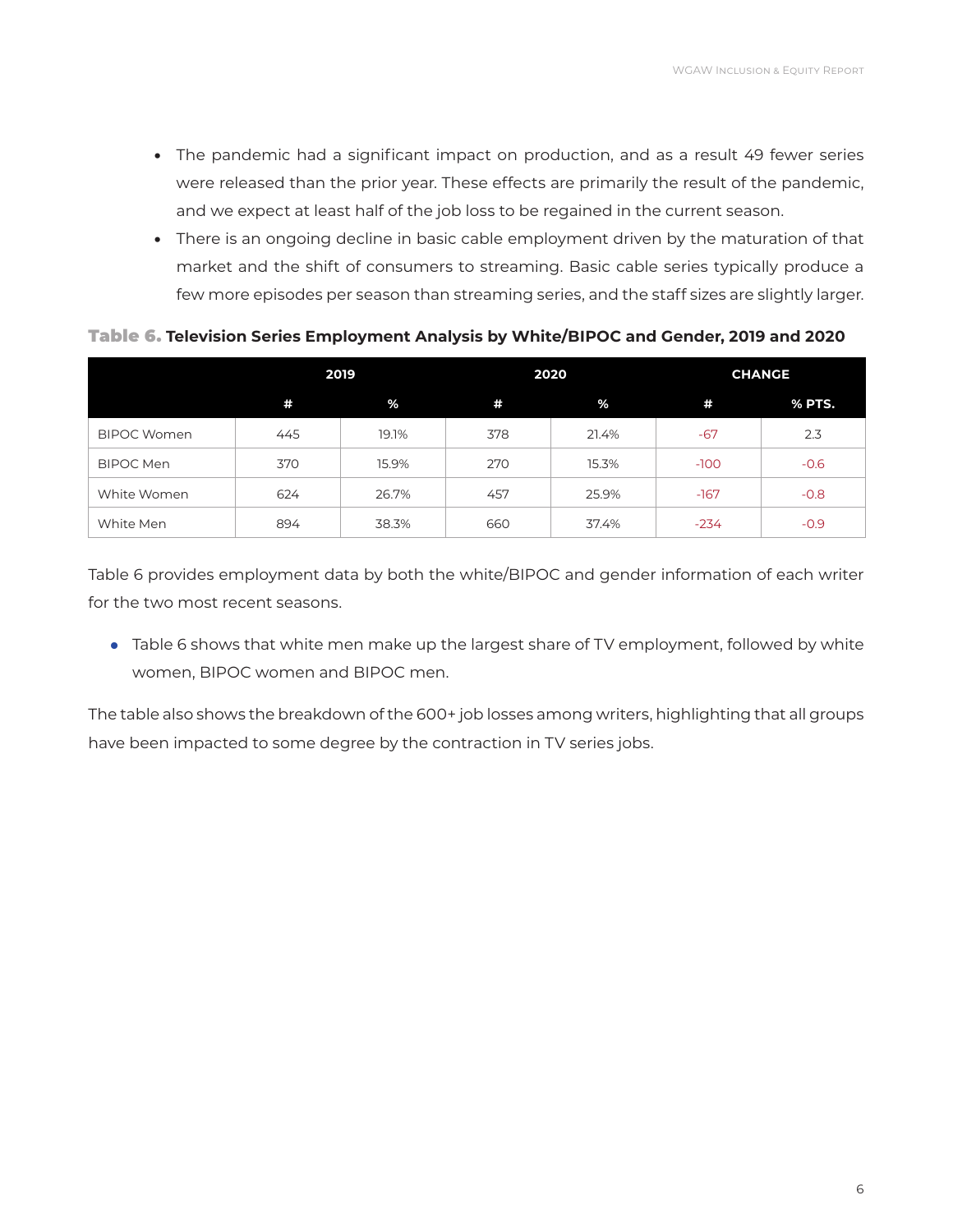- The pandemic had a significant impact on production, and as a result 49 fewer series were released than the prior year. These effects are primarily the result of the pandemic, and we expect at least half of the job loss to be regained in the current season.
- There is an ongoing decline in basic cable employment driven by the maturation of that market and the shift of consumers to streaming. Basic cable series typically produce a few more episodes per season than streaming series, and the staff sizes are slightly larger.

**Table 6. Television Series Employment Analysis by White/BIPOC and Gender, 2019 and 2020**

| | 2019 | | 2020 | | CHANGE | |
|---|---|---|---|---|---|---|
| | # | % | # | % | # | % PTS. |
| BIPOC Women | 445 | 19.1% | 378 | 21.4% | -67 | 2.3 |
| BIPOC Men | 370 | 15.9% | 270 | 15.3% | -100 | -0.6 |
| White Women | 624 | 26.7% | 457 | 25.9% | -167 | -0.8 |
| White Men | 894 | 38.3% | 660 | 37.4% | -234 | -0.9 |

Table 6 provides employment data by both the white/BIPOC and gender information of each writer for the two most recent seasons.

- Table 6 shows that white men make up the largest share of TV employment, followed by white women, BIPOC women and BIPOC men.

The table also shows the breakdown of the 600+ job losses among writers, highlighting that all groups have been impacted to some degree by the contraction in TV series jobs.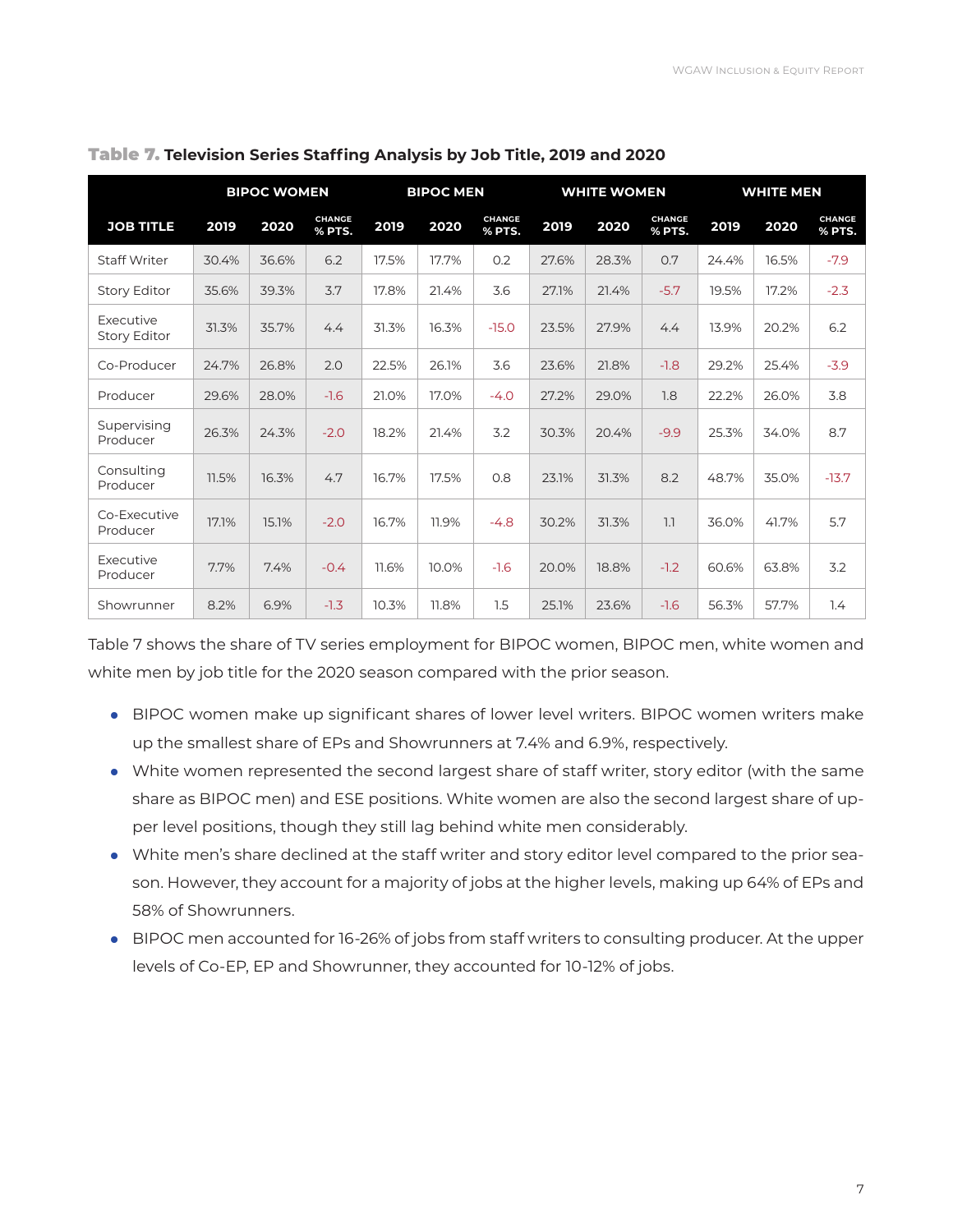**Table 7. Television Series Staffing Analysis by Job Title, 2019 and 2020**

| | BIPOC WOMEN | | | BIPOC MEN | | | WHITE WOMEN | | | WHITE MEN | | |
|---|---|---|---|---|---|---|---|---|---|---|---|---|
| JOB TITLE | 2019 | 2020 | CHANGE % PTS. | 2019 | 2020 | CHANGE % PTS. | 2019 | 2020 | CHANGE % PTS. | 2019 | 2020 | CHANGE % PTS. |
| Staff Writer | 30.4% | 36.6% | 6.2 | 17.5% | 17.7% | 0.2 | 27.6% | 28.3% | 0.7 | 24.4% | 16.5% | -7.9 |
| Story Editor | 35.6% | 39.3% | 3.7 | 17.8% | 21.4% | 3.6 | 27.1% | 21.4% | -5.7 | 19.5% | 17.2% | -2.3 |
| Executive Story Editor | 31.3% | 35.7% | 4.4 | 31.3% | 16.3% | -15.0 | 23.5% | 27.9% | 4.4 | 13.9% | 20.2% | 6.2 |
| Co-Producer | 24.7% | 26.8% | 2.0 | 22.5% | 26.1% | 3.6 | 23.6% | 21.8% | -1.8 | 29.2% | 25.4% | -3.9 |
| Producer | 29.6% | 28.0% | -1.6 | 21.0% | 17.0% | -4.0 | 27.2% | 29.0% | 1.8 | 22.2% | 26.0% | 3.8 |
| Supervising Producer | 26.3% | 24.3% | -2.0 | 18.2% | 21.4% | 3.2 | 30.3% | 20.4% | -9.9 | 25.3% | 34.0% | 8.7 |
| Consulting Producer | 11.5% | 16.3% | 4.7 | 16.7% | 17.5% | 0.8 | 23.1% | 31.3% | 8.2 | 48.7% | 35.0% | -13.7 |
| Co-Executive Producer | 17.1% | 15.1% | -2.0 | 16.7% | 11.9% | -4.8 | 30.2% | 31.3% | 1.1 | 36.0% | 41.7% | 5.7 |
| Executive Producer | 7.7% | 7.4% | -0.4 | 11.6% | 10.0% | -1.6 | 20.0% | 18.8% | -1.2 | 60.6% | 63.8% | 3.2 |
| Showrunner | 8.2% | 6.9% | -1.3 | 10.3% | 11.8% | 1.5 | 25.1% | 23.6% | -1.6 | 56.3% | 57.7% | 1.4 |

Table 7 shows the share of TV series employment for BIPOC women, BIPOC men, white women and white men by job title for the 2020 season compared with the prior season.

- BIPOC women make up significant shares of lower level writers. BIPOC women writers make up the smallest share of EPs and Showrunners at 7.4% and 6.9%, respectively.
- White women represented the second largest share of staff writer, story editor (with the same share as BIPOC men) and ESE positions. White women are also the second largest share of upper level positions, though they still lag behind white men considerably.
- White men's share declined at the staff writer and story editor level compared to the prior season. However, they account for a majority of jobs at the higher levels, making up 64% of EPs and 58% of Showrunners.
- BIPOC men accounted for 16-26% of jobs from staff writers to consulting producer. At the upper levels of Co-EP, EP and Showrunner, they accounted for 10-12% of jobs.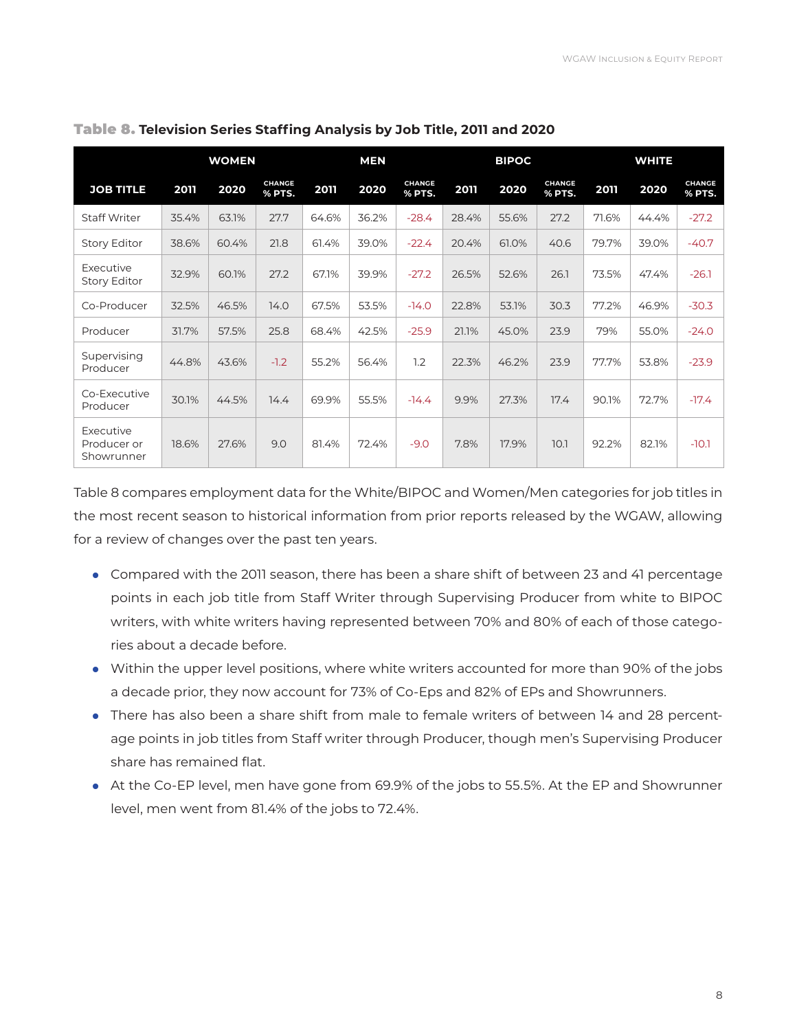**Table 8.** **Television Series Staffing Analysis by Job Title, 2011 and 2020**

| JOB TITLE | WOMEN | | | MEN | | | BIPOC | | | WHITE | | |
|---|---|---|---|---|---|---|---|---|---|---|---|---|
| | 2011 | 2020 | CHANGE % PTS. | 2011 | 2020 | CHANGE % PTS. | 2011 | 2020 | CHANGE % PTS. | 2011 | 2020 | CHANGE % PTS. |
| Staff Writer | 35.4% | 63.1% | 27.7 | 64.6% | 36.2% | -28.4 | 28.4% | 55.6% | 27.2 | 71.6% | 44.4% | -27.2 |
| Story Editor | 38.6% | 60.4% | 21.8 | 61.4% | 39.0% | -22.4 | 20.4% | 61.0% | 40.6 | 79.7% | 39.0% | -40.7 |
| Executive Story Editor | 32.9% | 60.1% | 27.2 | 67.1% | 39.9% | -27.2 | 26.5% | 52.6% | 26.1 | 73.5% | 47.4% | -26.1 |
| Co-Producer | 32.5% | 46.5% | 14.0 | 67.5% | 53.5% | -14.0 | 22.8% | 53.1% | 30.3 | 77.2% | 46.9% | -30.3 |
| Producer | 31.7% | 57.5% | 25.8 | 68.4% | 42.5% | -25.9 | 21.1% | 45.0% | 23.9 | 79% | 55.0% | -24.0 |
| Supervising Producer | 44.8% | 43.6% | -1.2 | 55.2% | 56.4% | 1.2 | 22.3% | 46.2% | 23.9 | 77.7% | 53.8% | -23.9 |
| Co-Executive Producer | 30.1% | 44.5% | 14.4 | 69.9% | 55.5% | -14.4 | 9.9% | 27.3% | 17.4 | 90.1% | 72.7% | -17.4 |
| Executive Producer or Showrunner | 18.6% | 27.6% | 9.0 | 81.4% | 72.4% | -9.0 | 7.8% | 17.9% | 10.1 | 92.2% | 82.1% | -10.1 |

Table 8 compares employment data for the White/BIPOC and Women/Men categories for job titles in the most recent season to historical information from prior reports released by the WGAW, allowing for a review of changes over the past ten years.

- Compared with the 2011 season, there has been a share shift of between 23 and 41 percentage points in each job title from Staff Writer through Supervising Producer from white to BIPOC writers, with white writers having represented between 70% and 80% of each of those categories about a decade before.
- Within the upper level positions, where white writers accounted for more than 90% of the jobs a decade prior, they now account for 73% of Co-Eps and 82% of EPs and Showrunners.
- There has also been a share shift from male to female writers of between 14 and 28 percentage points in job titles from Staff writer through Producer, though men's Supervising Producer share has remained flat.
- At the Co-EP level, men have gone from 69.9% of the jobs to 55.5%. At the EP and Showrunner level, men went from 81.4% of the jobs to 72.4%.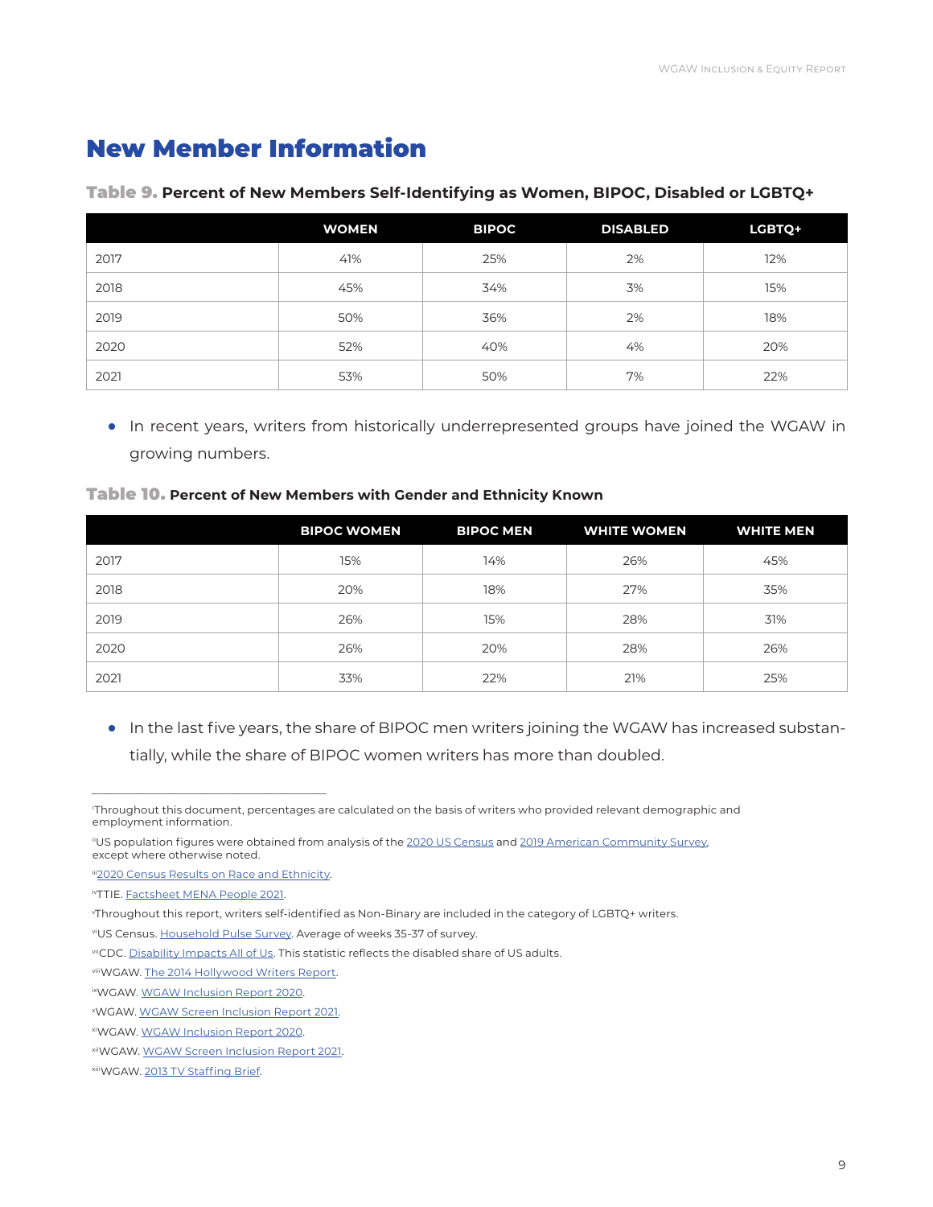# New Member Information

**Table 9.** **Percent of New Members Self-Identifying as Women, BIPOC, Disabled or LGBTQ+**

| | WOMEN | BIPOC | DISABLED | LGBTQ+ |
|---|---|---|---|---|
| 2017 | 41% | 25% | 2% | 12% |
| 2018 | 45% | 34% | 3% | 15% |
| 2019 | 50% | 36% | 2% | 18% |
| 2020 | 52% | 40% | 4% | 20% |
| 2021 | 53% | 50% | 7% | 22% |

- In recent years, writers from historically underrepresented groups have joined the WGAW in growing numbers.

**Table 10.** **Percent of New Members with Gender and Ethnicity Known**

| | BIPOC WOMEN | BIPOC MEN | WHITE WOMEN | WHITE MEN |
|---|---|---|---|---|
| 2017 | 15% | 14% | 26% | 45% |
| 2018 | 20% | 18% | 27% | 35% |
| 2019 | 26% | 15% | 28% | 31% |
| 2020 | 26% | 20% | 28% | 26% |
| 2021 | 33% | 22% | 21% | 25% |

- In the last five years, the share of BIPOC men writers joining the WGAW has increased substantially, while the share of BIPOC women writers has more than doubled.

---

[i] Throughout this document, percentages are calculated on the basis of writers who provided relevant demographic and employment information.

[ii] US population figures were obtained from analysis of the 2020 US Census and 2019 American Community Survey, except where otherwise noted.

[iii] 2020 Census Results on Race and Ethnicity.

[iv] TTIE. Factsheet MENA People 2021.

[v] Throughout this report, writers self-identified as Non-Binary are included in the category of LGBTQ+ writers.

[vi] US Census. Household Pulse Survey. Average of weeks 35-37 of survey.

[vii] CDC. Disability Impacts All of Us. This statistic reflects the disabled share of US adults.

[viii] WGAW. The 2014 Hollywood Writers Report.

[ix] WGAW. WGAW Inclusion Report 2020.

[x] WGAW. WGAW Screen Inclusion Report 2021.

[xi] WGAW. WGAW Inclusion Report 2020.

[xii] WGAW. WGAW Screen Inclusion Report 2021.

[xiii] WGAW. 2013 TV Staffing Brief.